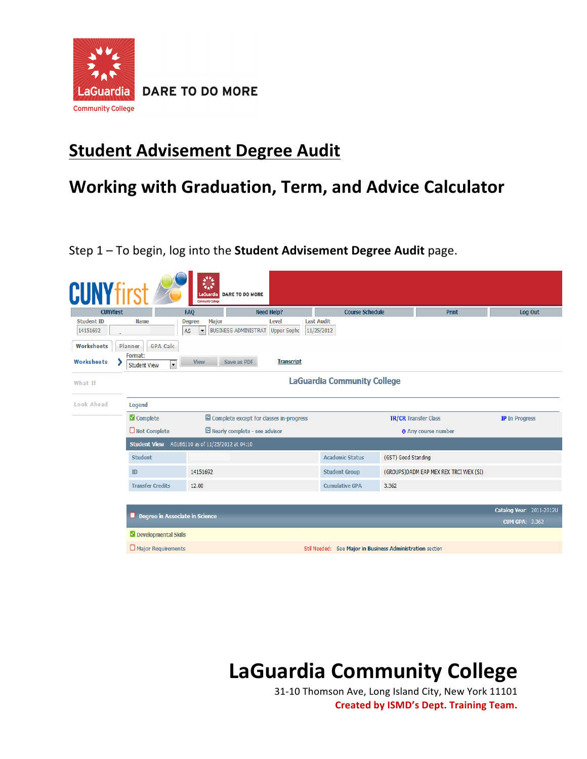DARE TO DO MORE

# Student Advisement Degree Audit

# Working with Graduation, Term, and Advice Calculator

Step 1 – To begin, log into the **Student Advisement Degree Audit** page.

# LaGuardia Community College

31-10 Thomson Ave, Long Island City, New York 11101

**Created by ISMD's Dept. Training Team.**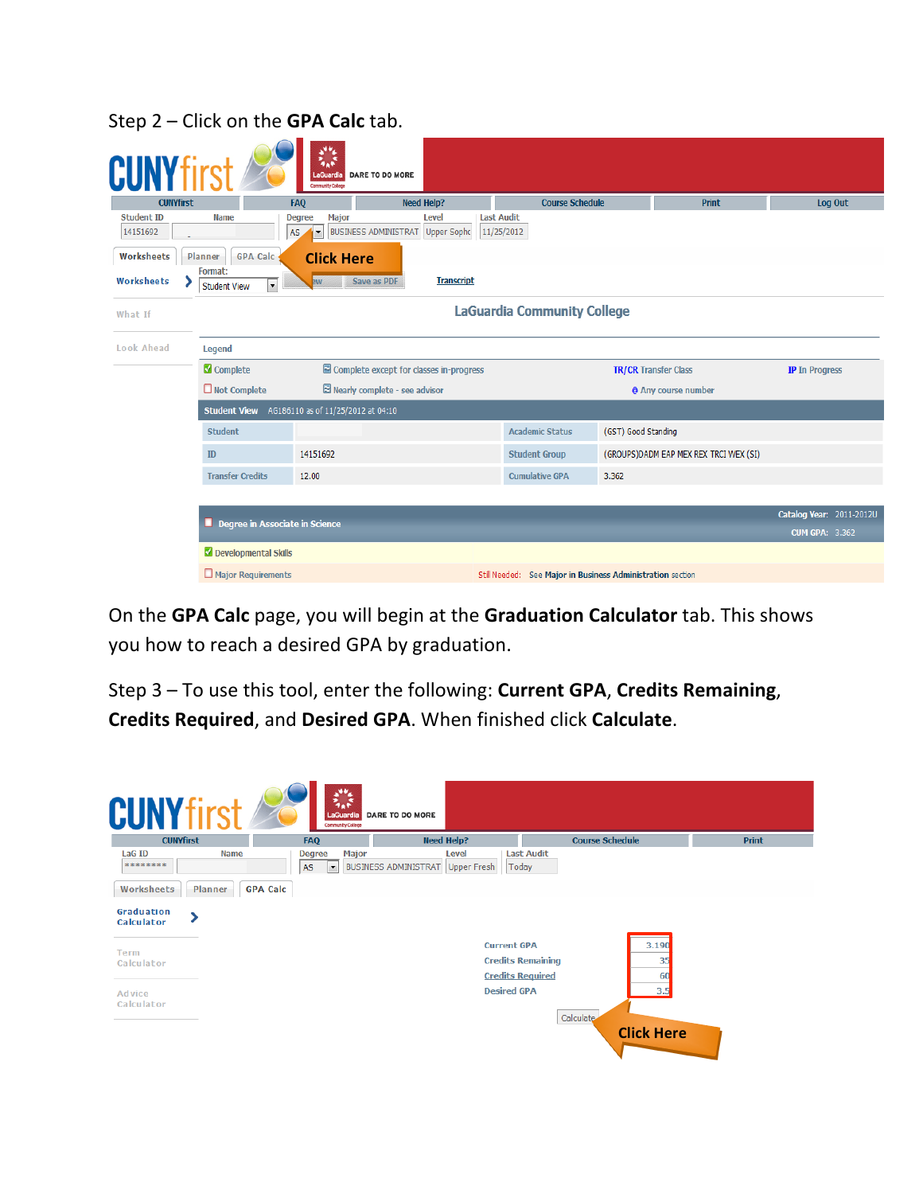Step 2 – Click on the **GPA Calc** tab.

On the **GPA Calc** page, you will begin at the **Graduation Calculator** tab. This shows you how to reach a desired GPA by graduation.

Step 3 – To use this tool, enter the following: **Current GPA**, **Credits Remaining**, **Credits Required**, and **Desired GPA**. When finished click **Calculate**.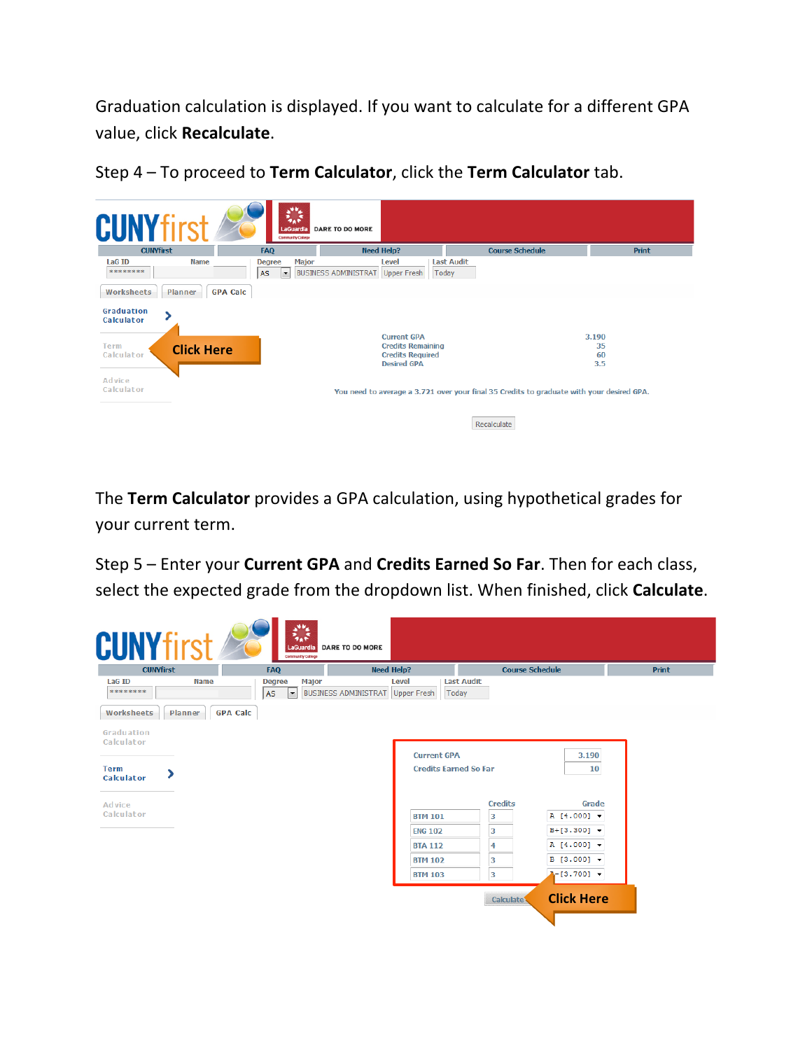Graduation calculation is displayed. If you want to calculate for a different GPA value, click **Recalculate**.

Step 4 – To proceed to **Term Calculator**, click the **Term Calculator** tab.

The **Term Calculator** provides a GPA calculation, using hypothetical grades for your current term.

Step 5 – Enter your **Current GPA** and **Credits Earned So Far**. Then for each class, select the expected grade from the dropdown list. When finished, click **Calculate**.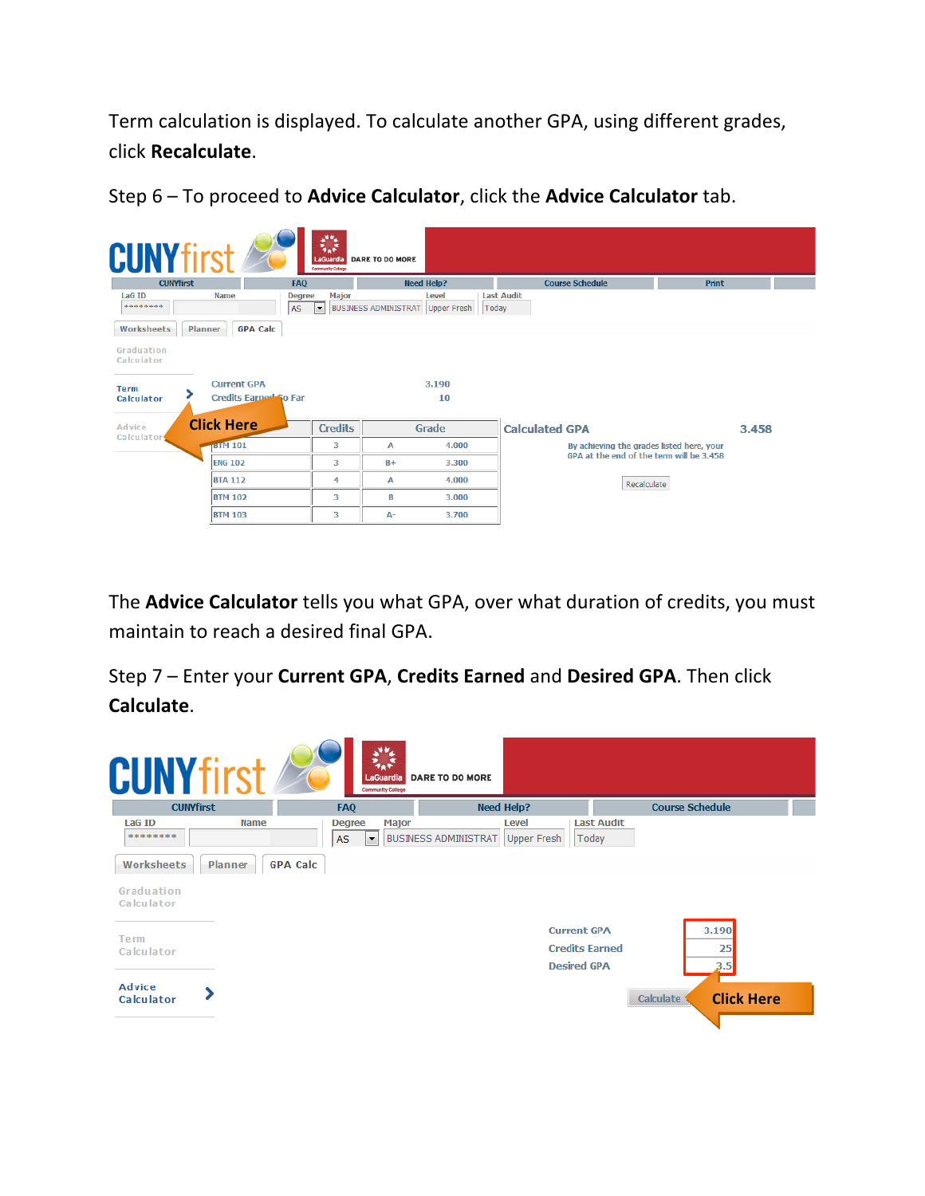Term calculation is displayed. To calculate another GPA, using different grades, click **Recalculate**.

Step 6 – To proceed to **Advice Calculator**, click the **Advice Calculator** tab.

The **Advice Calculator** tells you what GPA, over what duration of credits, you must maintain to reach a desired final GPA.

Step 7 – Enter your **Current GPA**, **Credits Earned** and **Desired GPA**. Then click **Calculate**.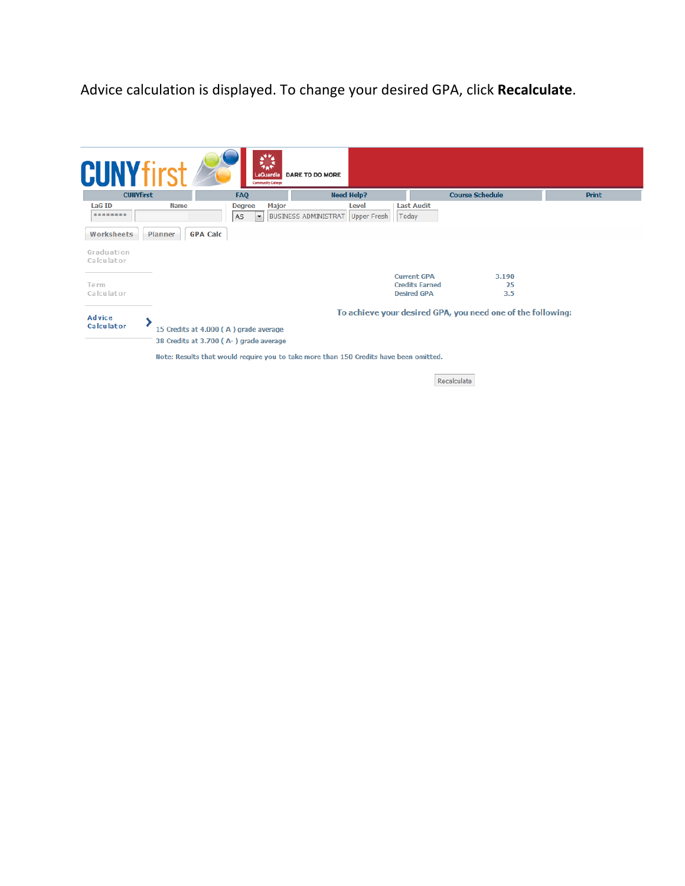Advice calculation is displayed. To change your desired GPA, click **Recalculate**.

CUNYfirst | FAQ | Need Help? | Course Schedule | Print

LaG ID ******** Name

Degree AS | Major BUSINESS ADMINISTRAT | Level Upper Fresh | Last Audit Today

Worksheets | Planner | GPA Calc

Graduation Calculator

Term Calculator

Advice Calculator

| | |
|---|---|
| Current GPA | 3.190 |
| Credits Earned | 25 |
| Desired GPA | 3.5 |

To achieve your desired GPA, you need one of the following:

15 Credits at 4.000 ( A ) grade average

38 Credits at 3.700 ( A- ) grade average

Note: Results that would require you to take more than 150 Credits have been omitted.

Recalculate